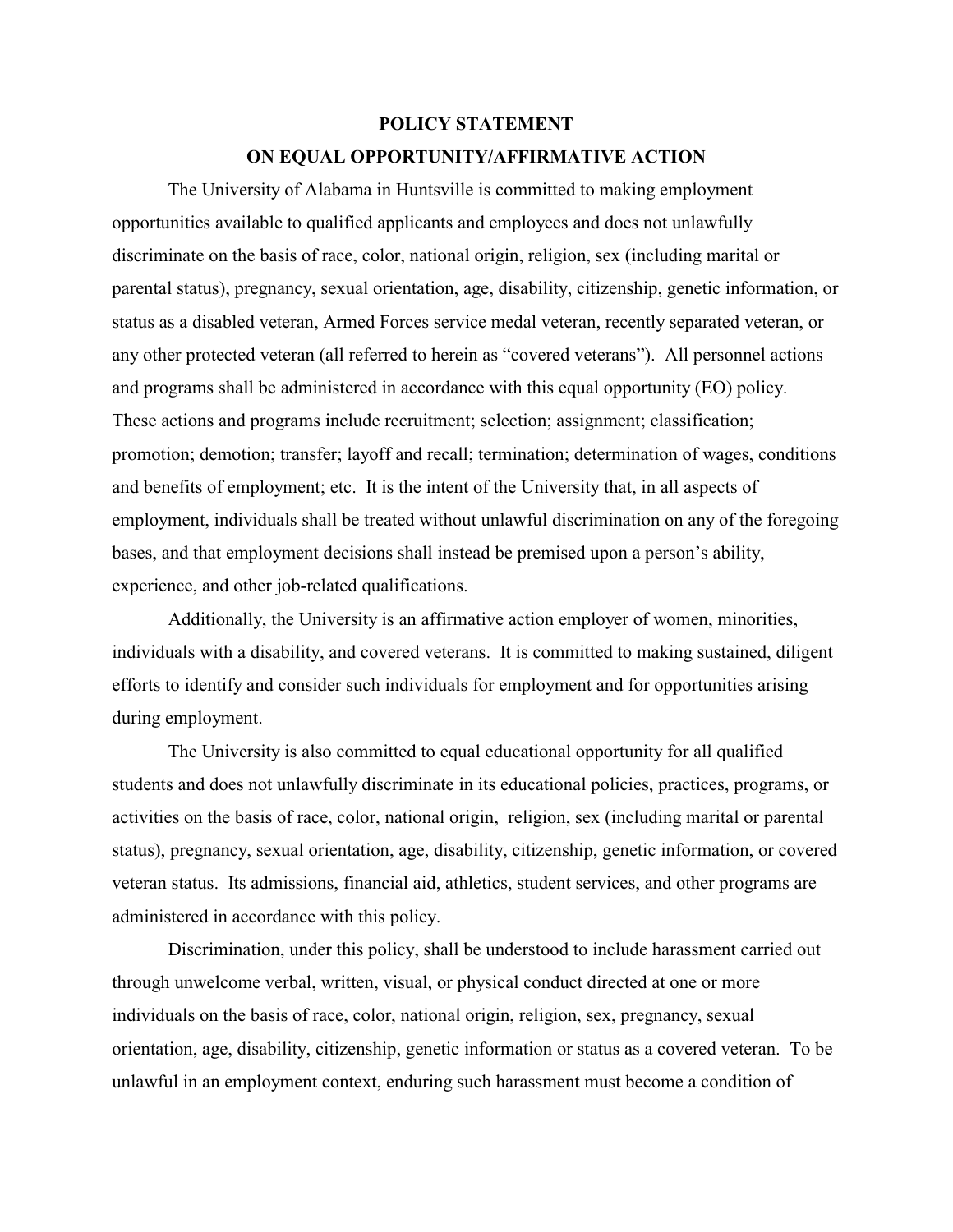# POLICY STATEMENT
# ON EQUAL OPPORTUNITY/AFFIRMATIVE ACTION

The University of Alabama in Huntsville is committed to making employment opportunities available to qualified applicants and employees and does not unlawfully discriminate on the basis of race, color, national origin, religion, sex (including marital or parental status), pregnancy, sexual orientation, age, disability, citizenship, genetic information, or status as a disabled veteran, Armed Forces service medal veteran, recently separated veteran, or any other protected veteran (all referred to herein as "covered veterans"). All personnel actions and programs shall be administered in accordance with this equal opportunity (EO) policy. These actions and programs include recruitment; selection; assignment; classification; promotion; demotion; transfer; layoff and recall; termination; determination of wages, conditions and benefits of employment; etc. It is the intent of the University that, in all aspects of employment, individuals shall be treated without unlawful discrimination on any of the foregoing bases, and that employment decisions shall instead be premised upon a person's ability, experience, and other job-related qualifications.

Additionally, the University is an affirmative action employer of women, minorities, individuals with a disability, and covered veterans. It is committed to making sustained, diligent efforts to identify and consider such individuals for employment and for opportunities arising during employment.

The University is also committed to equal educational opportunity for all qualified students and does not unlawfully discriminate in its educational policies, practices, programs, or activities on the basis of race, color, national origin, religion, sex (including marital or parental status), pregnancy, sexual orientation, age, disability, citizenship, genetic information, or covered veteran status. Its admissions, financial aid, athletics, student services, and other programs are administered in accordance with this policy.

Discrimination, under this policy, shall be understood to include harassment carried out through unwelcome verbal, written, visual, or physical conduct directed at one or more individuals on the basis of race, color, national origin, religion, sex, pregnancy, sexual orientation, age, disability, citizenship, genetic information or status as a covered veteran. To be unlawful in an employment context, enduring such harassment must become a condition of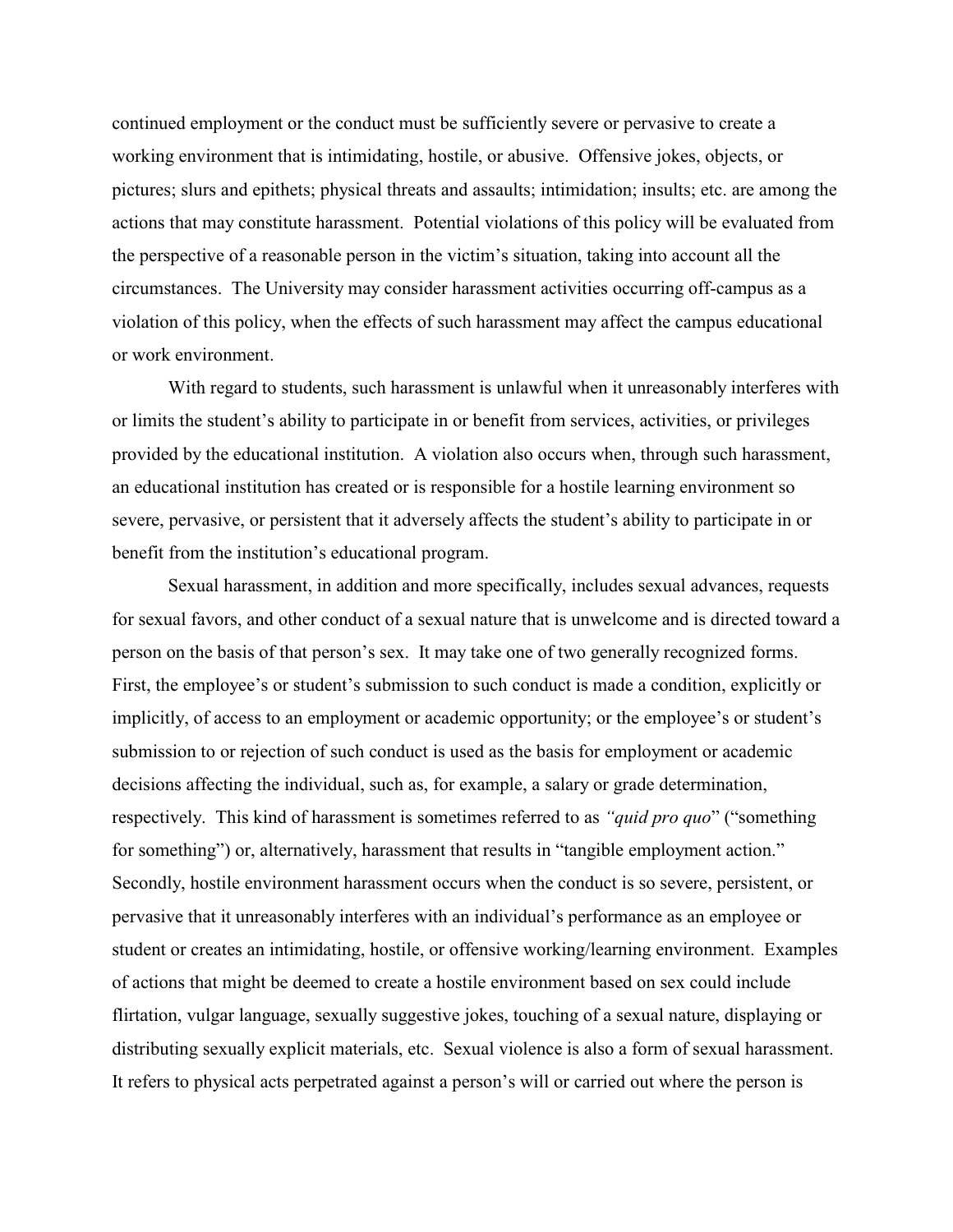continued employment or the conduct must be sufficiently severe or pervasive to create a working environment that is intimidating, hostile, or abusive. Offensive jokes, objects, or pictures; slurs and epithets; physical threats and assaults; intimidation; insults; etc. are among the actions that may constitute harassment. Potential violations of this policy will be evaluated from the perspective of a reasonable person in the victim's situation, taking into account all the circumstances. The University may consider harassment activities occurring off-campus as a violation of this policy, when the effects of such harassment may affect the campus educational or work environment.

With regard to students, such harassment is unlawful when it unreasonably interferes with or limits the student's ability to participate in or benefit from services, activities, or privileges provided by the educational institution. A violation also occurs when, through such harassment, an educational institution has created or is responsible for a hostile learning environment so severe, pervasive, or persistent that it adversely affects the student's ability to participate in or benefit from the institution's educational program.

Sexual harassment, in addition and more specifically, includes sexual advances, requests for sexual favors, and other conduct of a sexual nature that is unwelcome and is directed toward a person on the basis of that person's sex. It may take one of two generally recognized forms. First, the employee's or student's submission to such conduct is made a condition, explicitly or implicitly, of access to an employment or academic opportunity; or the employee's or student's submission to or rejection of such conduct is used as the basis for employment or academic decisions affecting the individual, such as, for example, a salary or grade determination, respectively. This kind of harassment is sometimes referred to as *"quid pro quo*" ("something for something") or, alternatively, harassment that results in "tangible employment action." Secondly, hostile environment harassment occurs when the conduct is so severe, persistent, or pervasive that it unreasonably interferes with an individual's performance as an employee or student or creates an intimidating, hostile, or offensive working/learning environment. Examples of actions that might be deemed to create a hostile environment based on sex could include flirtation, vulgar language, sexually suggestive jokes, touching of a sexual nature, displaying or distributing sexually explicit materials, etc. Sexual violence is also a form of sexual harassment. It refers to physical acts perpetrated against a person's will or carried out where the person is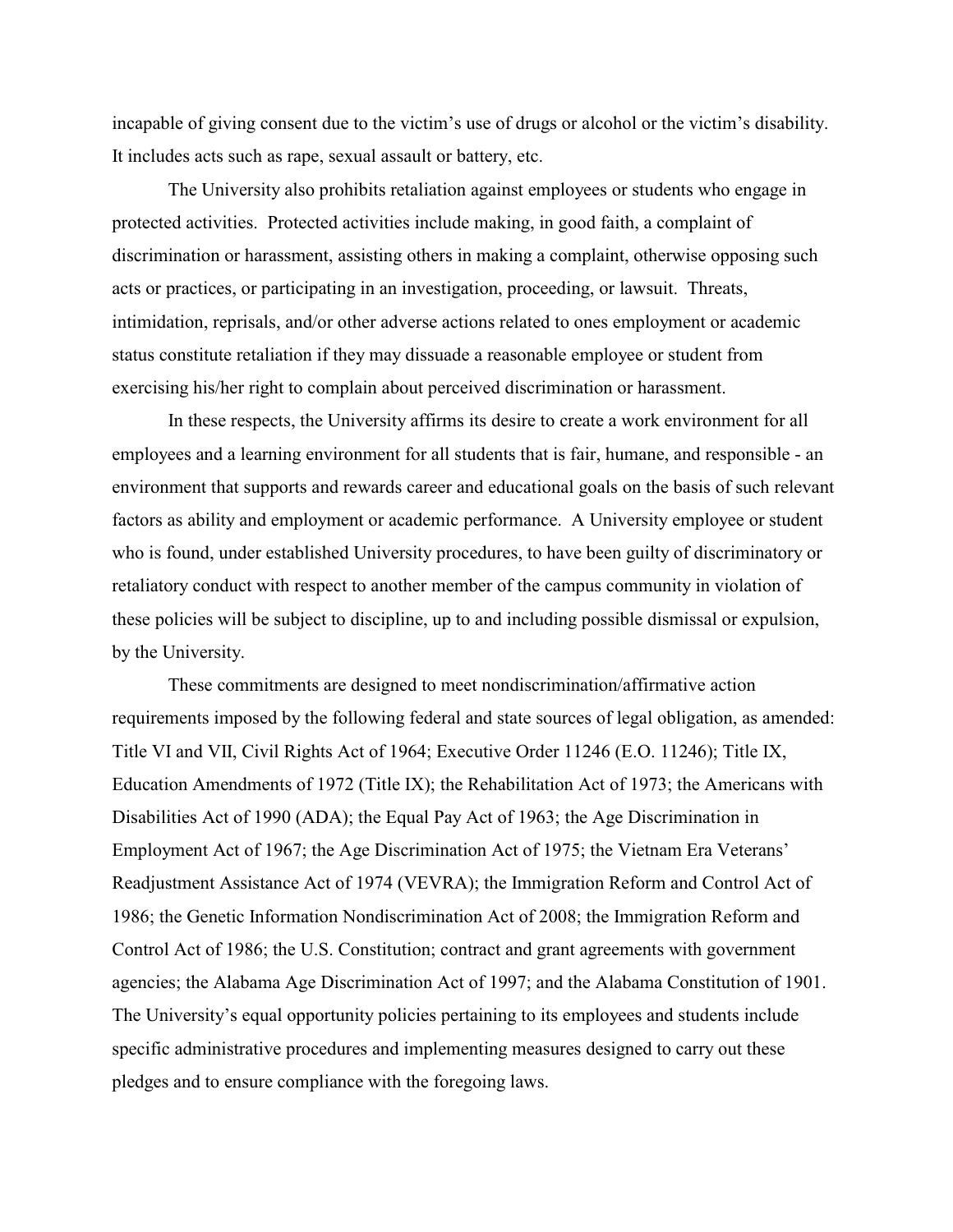incapable of giving consent due to the victim's use of drugs or alcohol or the victim's disability. It includes acts such as rape, sexual assault or battery, etc.

The University also prohibits retaliation against employees or students who engage in protected activities. Protected activities include making, in good faith, a complaint of discrimination or harassment, assisting others in making a complaint, otherwise opposing such acts or practices, or participating in an investigation, proceeding, or lawsuit. Threats, intimidation, reprisals, and/or other adverse actions related to ones employment or academic status constitute retaliation if they may dissuade a reasonable employee or student from exercising his/her right to complain about perceived discrimination or harassment.

In these respects, the University affirms its desire to create a work environment for all employees and a learning environment for all students that is fair, humane, and responsible - an environment that supports and rewards career and educational goals on the basis of such relevant factors as ability and employment or academic performance. A University employee or student who is found, under established University procedures, to have been guilty of discriminatory or retaliatory conduct with respect to another member of the campus community in violation of these policies will be subject to discipline, up to and including possible dismissal or expulsion, by the University.

These commitments are designed to meet nondiscrimination/affirmative action requirements imposed by the following federal and state sources of legal obligation, as amended: Title VI and VII, Civil Rights Act of 1964; Executive Order 11246 (E.O. 11246); Title IX, Education Amendments of 1972 (Title IX); the Rehabilitation Act of 1973; the Americans with Disabilities Act of 1990 (ADA); the Equal Pay Act of 1963; the Age Discrimination in Employment Act of 1967; the Age Discrimination Act of 1975; the Vietnam Era Veterans' Readjustment Assistance Act of 1974 (VEVRA); the Immigration Reform and Control Act of 1986; the Genetic Information Nondiscrimination Act of 2008; the Immigration Reform and Control Act of 1986; the U.S. Constitution; contract and grant agreements with government agencies; the Alabama Age Discrimination Act of 1997; and the Alabama Constitution of 1901. The University's equal opportunity policies pertaining to its employees and students include specific administrative procedures and implementing measures designed to carry out these pledges and to ensure compliance with the foregoing laws.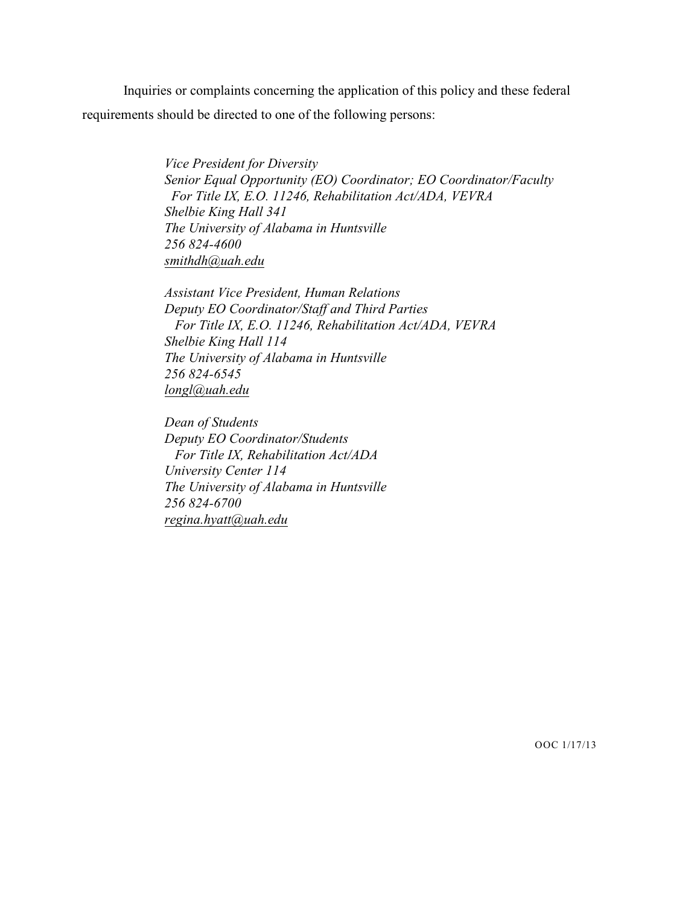Inquiries or complaints concerning the application of this policy and these federal requirements should be directed to one of the following persons:

*Vice President for Diversity*  
*Senior Equal Opportunity (EO) Coordinator; EO Coordinator/Faculty*  
*For Title IX, E.O. 11246, Rehabilitation Act/ADA, VEVRA*  
*Shelbie King Hall 341*  
*The University of Alabama in Huntsville*  
*256 824-4600*  
*smithdh@uah.edu*

*Assistant Vice President, Human Relations*  
*Deputy EO Coordinator/Staff and Third Parties*  
*For Title IX, E.O. 11246, Rehabilitation Act/ADA, VEVRA*  
*Shelbie King Hall 114*  
*The University of Alabama in Huntsville*  
*256 824-6545*  
*longl@uah.edu*

*Dean of Students*  
*Deputy EO Coordinator/Students*  
*For Title IX, Rehabilitation Act/ADA*  
*University Center 114*  
*The University of Alabama in Huntsville*  
*256 824-6700*  
*regina.hyatt@uah.edu*

OOC 1/17/13